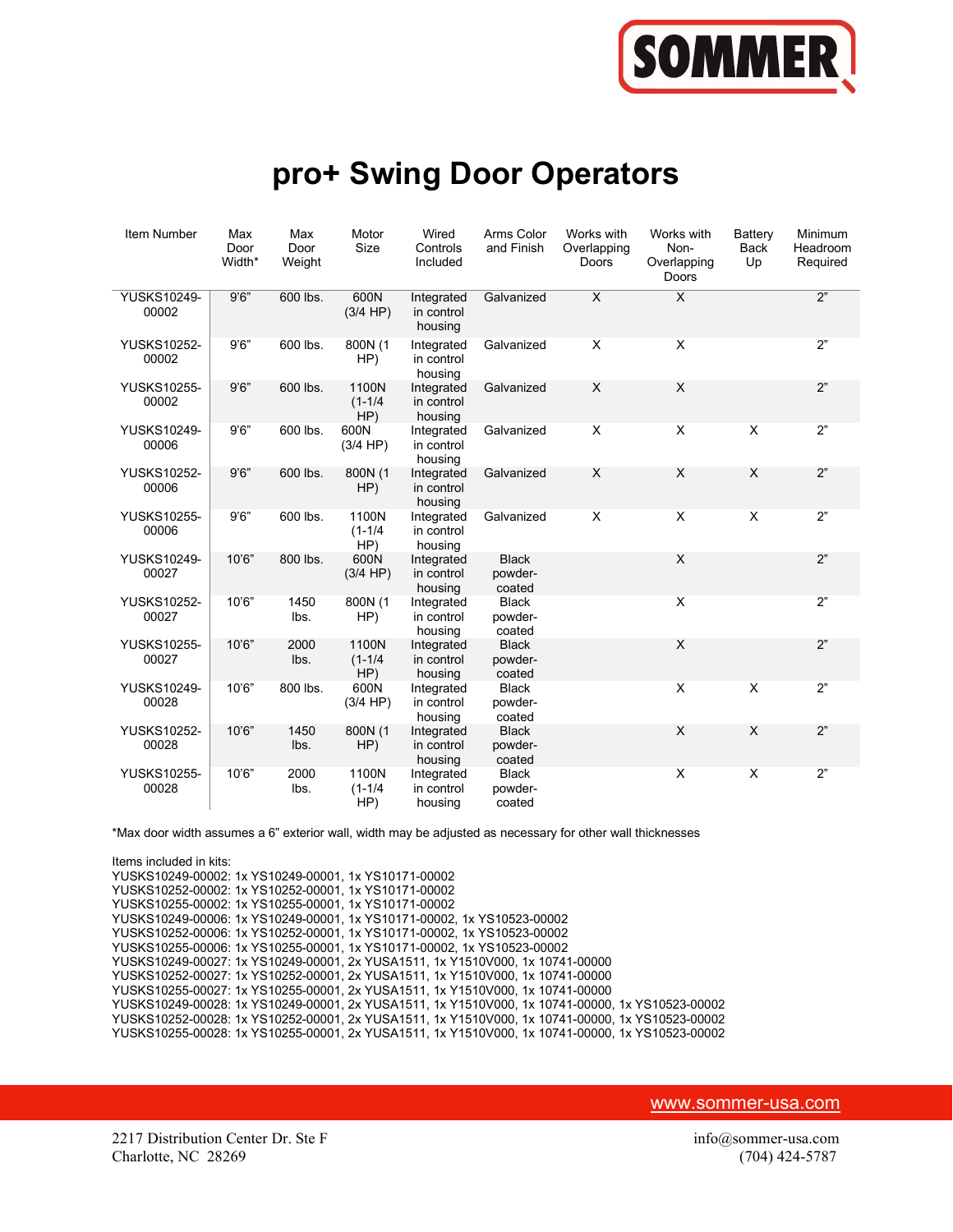# pro+ Swing Door Operators

| Item Number | Max Door Width* | Max Door Weight | Motor Size | Wired Controls Included | Arms Color and Finish | Works with Overlapping Doors | Works with Non-Overlapping Doors | Battery Back Up | Minimum Headroom Required |
|---|---|---|---|---|---|---|---|---|---|
| YUSKS10249-00002 | 9'6" | 600 lbs. | 600N (3/4 HP) | Integrated in control housing | Galvanized | X | X | | 2" |
| YUSKS10252-00002 | 9'6" | 600 lbs. | 800N (1 HP) | Integrated in control housing | Galvanized | X | X | | 2" |
| YUSKS10255-00002 | 9'6" | 600 lbs. | 1100N (1-1/4 HP) | Integrated in control housing | Galvanized | X | X | | 2" |
| YUSKS10249-00006 | 9'6" | 600 lbs. | 600N (3/4 HP) | Integrated in control housing | Galvanized | X | X | X | 2" |
| YUSKS10252-00006 | 9'6" | 600 lbs. | 800N (1 HP) | Integrated in control housing | Galvanized | X | X | X | 2" |
| YUSKS10255-00006 | 9'6" | 600 lbs. | 1100N (1-1/4 HP) | Integrated in control housing | Galvanized | X | X | X | 2" |
| YUSKS10249-00027 | 10'6" | 800 lbs. | 600N (3/4 HP) | Integrated in control housing | Black powder-coated | | X | | 2" |
| YUSKS10252-00027 | 10'6" | 1450 lbs. | 800N (1 HP) | Integrated in control housing | Black powder-coated | | X | | 2" |
| YUSKS10255-00027 | 10'6" | 2000 lbs. | 1100N (1-1/4 HP) | Integrated in control housing | Black powder-coated | | X | | 2" |
| YUSKS10249-00028 | 10'6" | 800 lbs. | 600N (3/4 HP) | Integrated in control housing | Black powder-coated | | X | X | 2" |
| YUSKS10252-00028 | 10'6" | 1450 lbs. | 800N (1 HP) | Integrated in control housing | Black powder-coated | | X | X | 2" |
| YUSKS10255-00028 | 10'6" | 2000 lbs. | 1100N (1-1/4 HP) | Integrated in control housing | Black powder-coated | | X | X | 2" |

*Max door width assumes a 6" exterior wall, width may be adjusted as necessary for other wall thicknesses

Items included in kits:
YUSKS10249-00002: 1x YS10249-00001, 1x YS10171-00002
YUSKS10252-00002: 1x YS10252-00001, 1x YS10171-00002
YUSKS10255-00002: 1x YS10255-00001, 1x YS10171-00002
YUSKS10249-00006: 1x YS10249-00001, 1x YS10171-00002, 1x YS10523-00002
YUSKS10252-00006: 1x YS10252-00001, 1x YS10171-00002, 1x YS10523-00002
YUSKS10255-00006: 1x YS10255-00001, 1x YS10171-00002, 1x YS10523-00002
YUSKS10249-00027: 1x YS10249-00001, 2x YUSA1511, 1x Y1510V000, 1x 10741-00000
YUSKS10252-00027: 1x YS10252-00001, 2x YUSA1511, 1x Y1510V000, 1x 10741-00000
YUSKS10255-00027: 1x YS10255-00001, 2x YUSA1511, 1x Y1510V000, 1x 10741-00000
YUSKS10249-00028: 1x YS10249-00001, 2x YUSA1511, 1x Y1510V000, 1x 10741-00000, 1x YS10523-00002
YUSKS10252-00028: 1x YS10252-00001, 2x YUSA1511, 1x Y1510V000, 1x 10741-00000, 1x YS10523-00002
YUSKS10255-00028: 1x YS10255-00001, 2x YUSA1511, 1x Y1510V000, 1x 10741-00000, 1x YS10523-00002

www.sommer-usa.com

2217 Distribution Center Dr. Ste F
Charlotte, NC 28269

info@sommer-usa.com
(704) 424-5787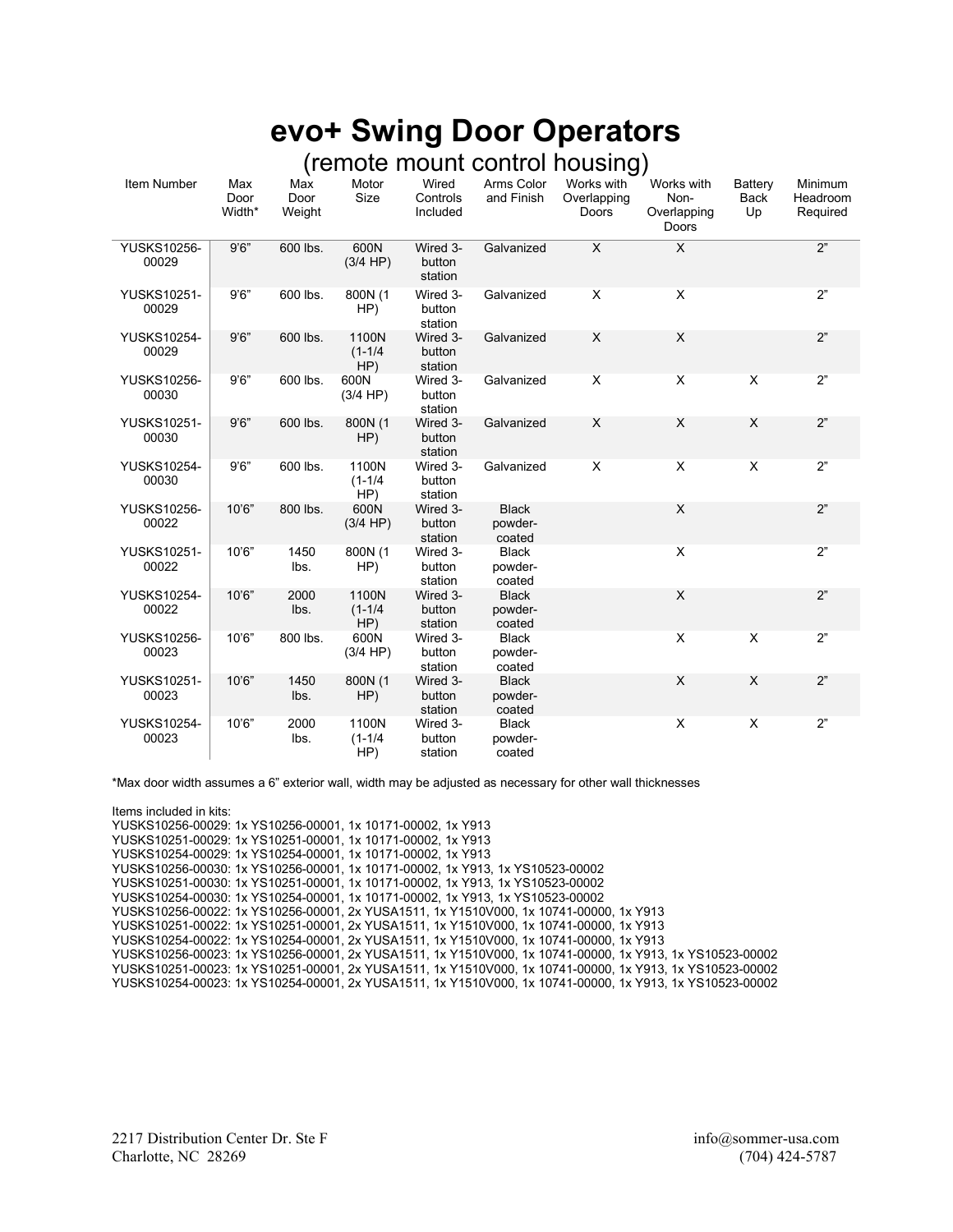# evo+ Swing Door Operators

## (remote mount control housing)

| Item Number | Max Door Width* | Max Door Weight | Motor Size | Wired Controls Included | Arms Color and Finish | Works with Overlapping Doors | Works with Non-Overlapping Doors | Battery Back Up | Minimum Headroom Required |
|---|---|---|---|---|---|---|---|---|---|
| YUSKS10256-00029 | 9'6" | 600 lbs. | 600N (3/4 HP) | Wired 3-button station | Galvanized | X | X | | 2" |
| YUSKS10251-00029 | 9'6" | 600 lbs. | 800N (1 HP) | Wired 3-button station | Galvanized | X | X | | 2" |
| YUSKS10254-00029 | 9'6" | 600 lbs. | 1100N (1-1/4 HP) | Wired 3-button station | Galvanized | X | X | | 2" |
| YUSKS10256-00030 | 9'6" | 600 lbs. | 600N (3/4 HP) | Wired 3-button station | Galvanized | X | X | X | 2" |
| YUSKS10251-00030 | 9'6" | 600 lbs. | 800N (1 HP) | Wired 3-button station | Galvanized | X | X | X | 2" |
| YUSKS10254-00030 | 9'6" | 600 lbs. | 1100N (1-1/4 HP) | Wired 3-button station | Galvanized | X | X | X | 2" |
| YUSKS10256-00022 | 10'6" | 800 lbs. | 600N (3/4 HP) | Wired 3-button station | Black powder-coated | | X | | 2" |
| YUSKS10251-00022 | 10'6" | 1450 lbs. | 800N (1 HP) | Wired 3-button station | Black powder-coated | | X | | 2" |
| YUSKS10254-00022 | 10'6" | 2000 lbs. | 1100N (1-1/4 HP) | Wired 3-button station | Black powder-coated | | X | | 2" |
| YUSKS10256-00023 | 10'6" | 800 lbs. | 600N (3/4 HP) | Wired 3-button station | Black powder-coated | | X | X | 2" |
| YUSKS10251-00023 | 10'6" | 1450 lbs. | 800N (1 HP) | Wired 3-button station | Black powder-coated | | X | X | 2" |
| YUSKS10254-00023 | 10'6" | 2000 lbs. | 1100N (1-1/4 HP) | Wired 3-button station | Black powder-coated | | X | X | 2" |

*Max door width assumes a 6" exterior wall, width may be adjusted as necessary for other wall thicknesses

Items included in kits:
YUSKS10256-00029: 1x YS10256-00001, 1x 10171-00002, 1x Y913
YUSKS10251-00029: 1x YS10251-00001, 1x 10171-00002, 1x Y913
YUSKS10254-00029: 1x YS10254-00001, 1x 10171-00002, 1x Y913
YUSKS10256-00030: 1x YS10256-00001, 1x 10171-00002, 1x Y913, 1x YS10523-00002
YUSKS10251-00030: 1x YS10251-00001, 1x 10171-00002, 1x Y913, 1x YS10523-00002
YUSKS10254-00030: 1x YS10254-00001, 1x 10171-00002, 1x Y913, 1x YS10523-00002
YUSKS10256-00022: 1x YS10256-00001, 2x YUSA1511, 1x Y1510V000, 1x 10741-00000, 1x Y913
YUSKS10251-00022: 1x YS10251-00001, 2x YUSA1511, 1x Y1510V000, 1x 10741-00000, 1x Y913
YUSKS10254-00022: 1x YS10254-00001, 2x YUSA1511, 1x Y1510V000, 1x 10741-00000, 1x Y913
YUSKS10256-00023: 1x YS10256-00001, 2x YUSA1511, 1x Y1510V000, 1x 10741-00000, 1x Y913, 1x YS10523-00002
YUSKS10251-00023: 1x YS10251-00001, 2x YUSA1511, 1x Y1510V000, 1x 10741-00000, 1x Y913, 1x YS10523-00002
YUSKS10254-00023: 1x YS10254-00001, 2x YUSA1511, 1x Y1510V000, 1x 10741-00000, 1x Y913, 1x YS10523-00002

2217 Distribution Center Dr. Ste F
Charlotte, NC 28269

info@sommer-usa.com
(704) 424-5787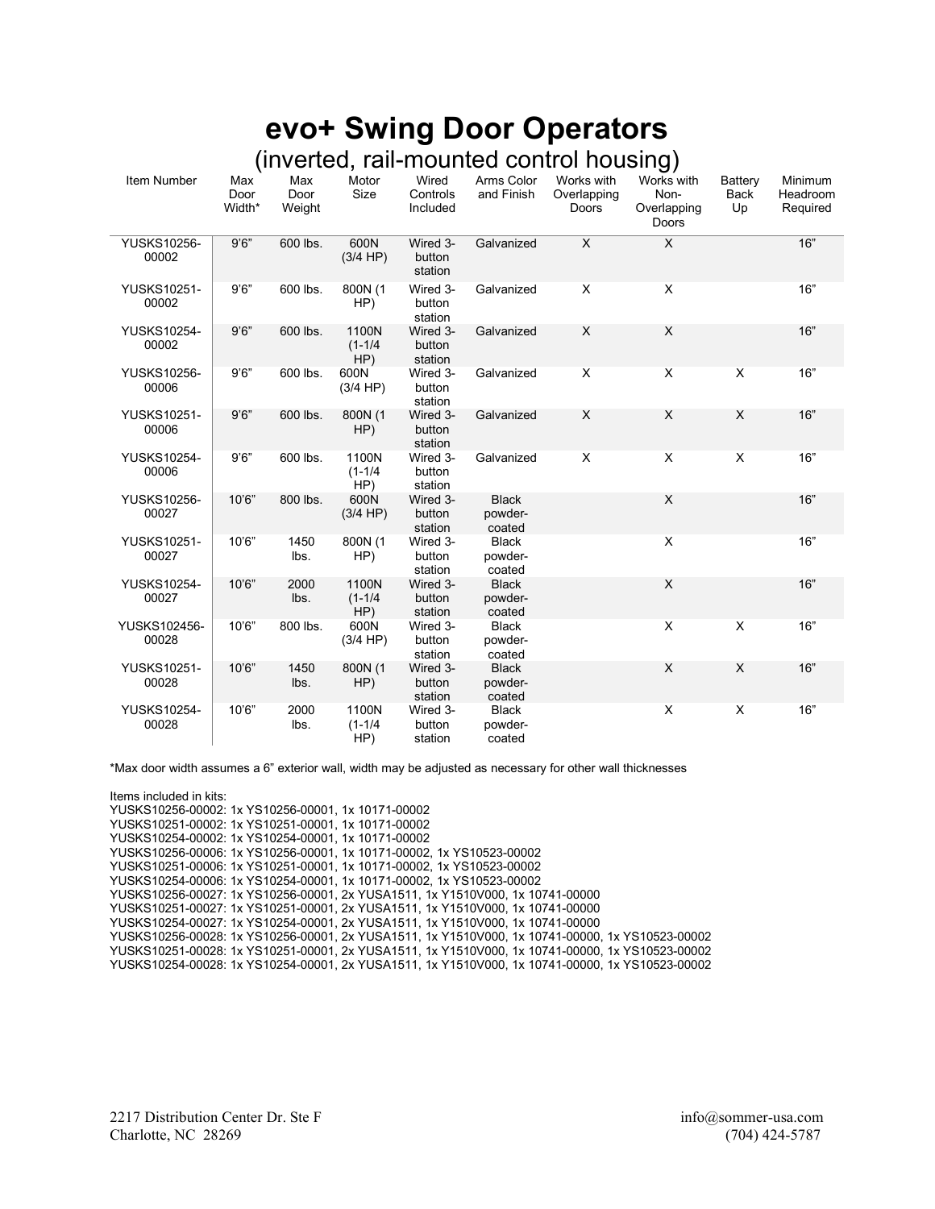# evo+ Swing Door Operators

## (inverted, rail-mounted control housing)

| Item Number | Max Door Width* | Max Door Weight | Motor Size | Wired Controls Included | Arms Color and Finish | Works with Overlapping Doors | Works with Non-Overlapping Doors | Battery Back Up | Minimum Headroom Required |
|---|---|---|---|---|---|---|---|---|---|
| YUSKS10256-00002 | 9'6" | 600 lbs. | 600N (3/4 HP) | Wired 3-button station | Galvanized | X | X | | 16" |
| YUSKS10251-00002 | 9'6" | 600 lbs. | 800N (1 HP) | Wired 3-button station | Galvanized | X | X | | 16" |
| YUSKS10254-00002 | 9'6" | 600 lbs. | 1100N (1-1/4 HP) | Wired 3-button station | Galvanized | X | X | | 16" |
| YUSKS10256-00006 | 9'6" | 600 lbs. | 600N (3/4 HP) | Wired 3-button station | Galvanized | X | X | X | 16" |
| YUSKS10251-00006 | 9'6" | 600 lbs. | 800N (1 HP) | Wired 3-button station | Galvanized | X | X | X | 16" |
| YUSKS10254-00006 | 9'6" | 600 lbs. | 1100N (1-1/4 HP) | Wired 3-button station | Galvanized | X | X | X | 16" |
| YUSKS10256-00027 | 10'6" | 800 lbs. | 600N (3/4 HP) | Wired 3-button station | Black powder-coated | | X | | 16" |
| YUSKS10251-00027 | 10'6" | 1450 lbs. | 800N (1 HP) | Wired 3-button station | Black powder-coated | | X | | 16" |
| YUSKS10254-00027 | 10'6" | 2000 lbs. | 1100N (1-1/4 HP) | Wired 3-button station | Black powder-coated | | X | | 16" |
| YUSKS102456-00028 | 10'6" | 800 lbs. | 600N (3/4 HP) | Wired 3-button station | Black powder-coated | | X | X | 16" |
| YUSKS10251-00028 | 10'6" | 1450 lbs. | 800N (1 HP) | Wired 3-button station | Black powder-coated | | X | X | 16" |
| YUSKS10254-00028 | 10'6" | 2000 lbs. | 1100N (1-1/4 HP) | Wired 3-button station | Black powder-coated | | X | X | 16" |

*Max door width assumes a 6" exterior wall, width may be adjusted as necessary for other wall thicknesses

Items included in kits:
YUSKS10256-00002: 1x YS10256-00001, 1x 10171-00002
YUSKS10251-00002: 1x YS10251-00001, 1x 10171-00002
YUSKS10254-00002: 1x YS10254-00001, 1x 10171-00002
YUSKS10256-00006: 1x YS10256-00001, 1x 10171-00002, 1x YS10523-00002
YUSKS10251-00006: 1x YS10251-00001, 1x 10171-00002, 1x YS10523-00002
YUSKS10254-00006: 1x YS10254-00001, 1x 10171-00002, 1x YS10523-00002
YUSKS10256-00027: 1x YS10256-00001, 2x YUSA1511, 1x Y1510V000, 1x 10741-00000
YUSKS10251-00027: 1x YS10251-00001, 2x YUSA1511, 1x Y1510V000, 1x 10741-00000
YUSKS10254-00027: 1x YS10254-00001, 2x YUSA1511, 1x Y1510V000, 1x 10741-00000
YUSKS10256-00028: 1x YS10256-00001, 2x YUSA1511, 1x Y1510V000, 1x 10741-00000, 1x YS10523-00002
YUSKS10251-00028: 1x YS10251-00001, 2x YUSA1511, 1x Y1510V000, 1x 10741-00000, 1x YS10523-00002
YUSKS10254-00028: 1x YS10254-00001, 2x YUSA1511, 1x Y1510V000, 1x 10741-00000, 1x YS10523-00002

2217 Distribution Center Dr. Ste F
Charlotte, NC 28269

info@sommer-usa.com
(704) 424-5787